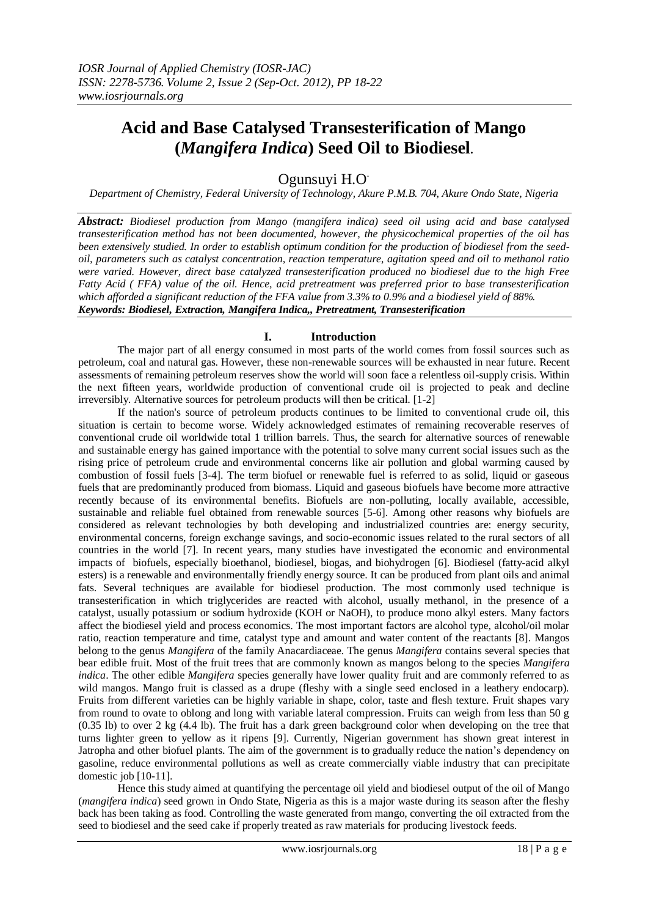# Acid and Base Catalysed Transesterification of Mango (*Mangifera Indica*) Seed Oil to Biodiesel.

Ogunsuyi H.O.

*Department of Chemistry, Federal University of Technology, Akure P.M.B. 704, Akure Ondo State, Nigeria*

***Abstract:*** *Biodiesel production from Mango (mangifera indica) seed oil using acid and base catalysed transesterification method has not been documented, however, the physicochemical properties of the oil has been extensively studied. In order to establish optimum condition for the production of biodiesel from the seed-oil, parameters such as catalyst concentration, reaction temperature, agitation speed and oil to methanol ratio were varied. However, direct base catalyzed transesterification produced no biodiesel due to the high Free Fatty Acid ( FFA) value of the oil. Hence, acid pretreatment was preferred prior to base transesterification which afforded a significant reduction of the FFA value from 3.3% to 0.9% and a biodiesel yield of 88%.*

***Keywords: Biodiesel, Extraction, Mangifera Indica,, Pretreatment, Transesterification***

## I. Introduction

The major part of all energy consumed in most parts of the world comes from fossil sources such as petroleum, coal and natural gas. However, these non-renewable sources will be exhausted in near future. Recent assessments of remaining petroleum reserves show the world will soon face a relentless oil-supply crisis. Within the next fifteen years, worldwide production of conventional crude oil is projected to peak and decline irreversibly. Alternative sources for petroleum products will then be critical. [1-2]

If the nation's source of petroleum products continues to be limited to conventional crude oil, this situation is certain to become worse. Widely acknowledged estimates of remaining recoverable reserves of conventional crude oil worldwide total 1 trillion barrels. Thus, the search for alternative sources of renewable and sustainable energy has gained importance with the potential to solve many current social issues such as the rising price of petroleum crude and environmental concerns like air pollution and global warming caused by combustion of fossil fuels [3-4]. The term biofuel or renewable fuel is referred to as solid, liquid or gaseous fuels that are predominantly produced from biomass. Liquid and gaseous biofuels have become more attractive recently because of its environmental benefits. Biofuels are non-polluting, locally available, accessible, sustainable and reliable fuel obtained from renewable sources [5-6]. Among other reasons why biofuels are considered as relevant technologies by both developing and industrialized countries are: energy security, environmental concerns, foreign exchange savings, and socio-economic issues related to the rural sectors of all countries in the world [7]. In recent years, many studies have investigated the economic and environmental impacts of biofuels, especially bioethanol, biodiesel, biogas, and biohydrogen [6]. Biodiesel (fatty-acid alkyl esters) is a renewable and environmentally friendly energy source. It can be produced from plant oils and animal fats. Several techniques are available for biodiesel production. The most commonly used technique is transesterification in which triglycerides are reacted with alcohol, usually methanol, in the presence of a catalyst, usually potassium or sodium hydroxide (KOH or NaOH), to produce mono alkyl esters. Many factors affect the biodiesel yield and process economics. The most important factors are alcohol type, alcohol/oil molar ratio, reaction temperature and time, catalyst type and amount and water content of the reactants [8]. Mangos belong to the genus *Mangifera* of the family Anacardiaceae. The genus *Mangifera* contains several species that bear edible fruit. Most of the fruit trees that are commonly known as mangos belong to the species *Mangifera indica*. The other edible *Mangifera* species generally have lower quality fruit and are commonly referred to as wild mangos. Mango fruit is classed as a drupe (fleshy with a single seed enclosed in a leathery endocarp). Fruits from different varieties can be highly variable in shape, color, taste and flesh texture. Fruit shapes vary from round to ovate to oblong and long with variable lateral compression. Fruits can weigh from less than 50 g (0.35 lb) to over 2 kg (4.4 lb). The fruit has a dark green background color when developing on the tree that turns lighter green to yellow as it ripens [9]. Currently, Nigerian government has shown great interest in Jatropha and other biofuel plants. The aim of the government is to gradually reduce the nation's dependency on gasoline, reduce environmental pollutions as well as create commercially viable industry that can precipitate domestic job [10-11].

Hence this study aimed at quantifying the percentage oil yield and biodiesel output of the oil of Mango (*mangifera indica*) seed grown in Ondo State, Nigeria as this is a major waste during its season after the fleshy back has been taking as food. Controlling the waste generated from mango, converting the oil extracted from the seed to biodiesel and the seed cake if properly treated as raw materials for producing livestock feeds.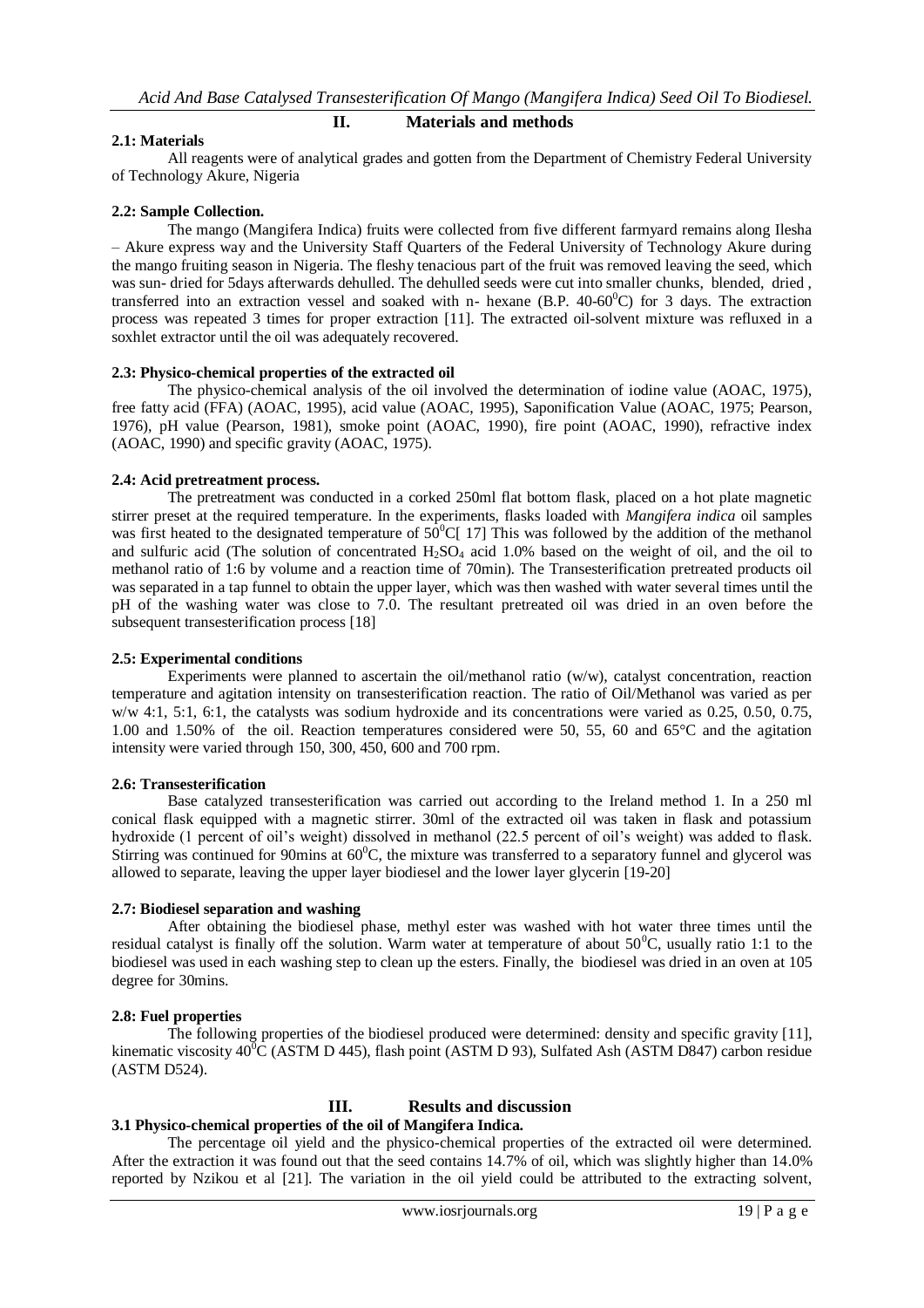## II. Materials and methods

### 2.1: Materials

All reagents were of analytical grades and gotten from the Department of Chemistry Federal University of Technology Akure, Nigeria

### 2.2: Sample Collection.

The mango (Mangifera Indica) fruits were collected from five different farmyard remains along Ilesha – Akure express way and the University Staff Quarters of the Federal University of Technology Akure during the mango fruiting season in Nigeria. The fleshy tenacious part of the fruit was removed leaving the seed, which was sun- dried for 5days afterwards dehulled. The dehulled seeds were cut into smaller chunks, blended, dried , transferred into an extraction vessel and soaked with n- hexane (B.P. 40-60$^0$C) for 3 days. The extraction process was repeated 3 times for proper extraction [11]. The extracted oil-solvent mixture was refluxed in a soxhlet extractor until the oil was adequately recovered.

### 2.3: Physico-chemical properties of the extracted oil

The physico-chemical analysis of the oil involved the determination of iodine value (AOAC, 1975), free fatty acid (FFA) (AOAC, 1995), acid value (AOAC, 1995), Saponification Value (AOAC, 1975; Pearson, 1976), pH value (Pearson, 1981), smoke point (AOAC, 1990), fire point (AOAC, 1990), refractive index (AOAC, 1990) and specific gravity (AOAC, 1975).

### 2.4: Acid pretreatment process.

The pretreatment was conducted in a corked 250ml flat bottom flask, placed on a hot plate magnetic stirrer preset at the required temperature. In the experiments, flasks loaded with *Mangifera indica* oil samples was first heated to the designated temperature of 50$^0$C[ 17] This was followed by the addition of the methanol and sulfuric acid (The solution of concentrated $H_2SO_4$ acid 1.0% based on the weight of oil, and the oil to methanol ratio of 1:6 by volume and a reaction time of 70min). The Transesterification pretreated products oil was separated in a tap funnel to obtain the upper layer, which was then washed with water several times until the pH of the washing water was close to 7.0. The resultant pretreated oil was dried in an oven before the subsequent transesterification process [18]

### 2.5: Experimental conditions

Experiments were planned to ascertain the oil/methanol ratio (w/w), catalyst concentration, reaction temperature and agitation intensity on transesterification reaction. The ratio of Oil/Methanol was varied as per w/w 4:1, 5:1, 6:1, the catalysts was sodium hydroxide and its concentrations were varied as 0.25, 0.50, 0.75, 1.00 and 1.50% of the oil. Reaction temperatures considered were 50, 55, 60 and 65°C and the agitation intensity were varied through 150, 300, 450, 600 and 700 rpm.

### 2.6: Transesterification

Base catalyzed transesterification was carried out according to the Ireland method 1. In a 250 ml conical flask equipped with a magnetic stirrer. 30ml of the extracted oil was taken in flask and potassium hydroxide (1 percent of oil's weight) dissolved in methanol (22.5 percent of oil's weight) was added to flask. Stirring was continued for 90mins at 60$^0$C, the mixture was transferred to a separatory funnel and glycerol was allowed to separate, leaving the upper layer biodiesel and the lower layer glycerin [19-20]

### 2.7: Biodiesel separation and washing

After obtaining the biodiesel phase, methyl ester was washed with hot water three times until the residual catalyst is finally off the solution. Warm water at temperature of about 50$^0$C, usually ratio 1:1 to the biodiesel was used in each washing step to clean up the esters. Finally, the biodiesel was dried in an oven at 105 degree for 30mins.

### 2.8: Fuel properties

The following properties of the biodiesel produced were determined: density and specific gravity [11], kinematic viscosity 40$^0$C (ASTM D 445), flash point (ASTM D 93), Sulfated Ash (ASTM D847) carbon residue (ASTM D524).

## III. Results and discussion

### 3.1 Physico-chemical properties of the oil of Mangifera Indica.

The percentage oil yield and the physico-chemical properties of the extracted oil were determined. After the extraction it was found out that the seed contains 14.7% of oil, which was slightly higher than 14.0% reported by Nzikou et al [21]. The variation in the oil yield could be attributed to the extracting solvent,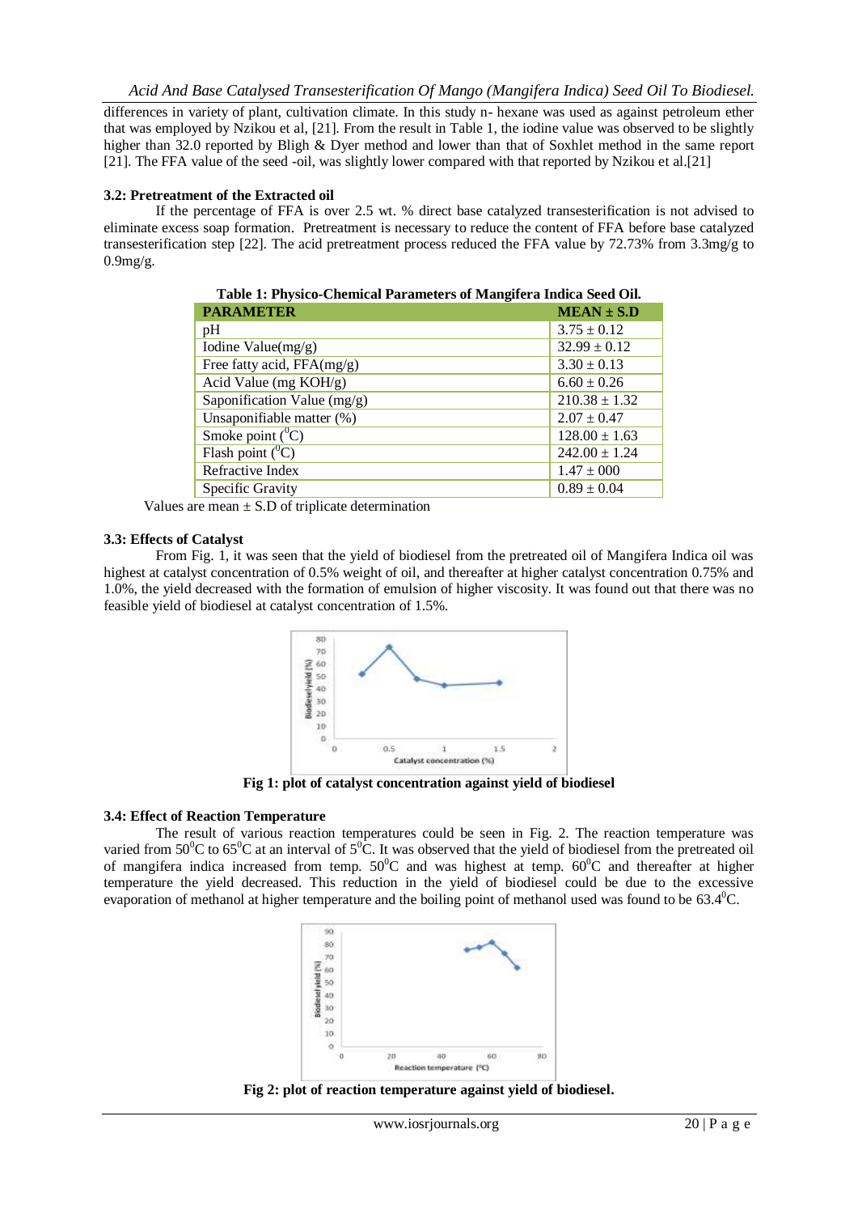differences in variety of plant, cultivation climate. In this study n- hexane was used as against petroleum ether that was employed by Nzikou et al, [21]. From the result in Table 1, the iodine value was observed to be slightly higher than 32.0 reported by Bligh & Dyer method and lower than that of Soxhlet method in the same report [21]. The FFA value of the seed -oil, was slightly lower compared with that reported by Nzikou et al.[21]

### 3.2: Pretreatment of the Extracted oil

If the percentage of FFA is over 2.5 wt. % direct base catalyzed transesterification is not advised to eliminate excess soap formation. Pretreatment is necessary to reduce the content of FFA before base catalyzed transesterification step [22]. The acid pretreatment process reduced the FFA value by 72.73% from 3.3mg/g to 0.9mg/g.

**Table 1: Physico-Chemical Parameters of Mangifera Indica Seed Oil.**

| PARAMETER | MEAN ± S.D |
|---|---|
| pH | 3.75 ± 0.12 |
| Iodine Value(mg/g) | 32.99 ± 0.12 |
| Free fatty acid, FFA(mg/g) | 3.30 ± 0.13 |
| Acid Value (mg KOH/g) | 6.60 ± 0.26 |
| Saponification Value (mg/g) | 210.38 ± 1.32 |
| Unsaponifiable matter (%) | 2.07 ± 0.47 |
| Smoke point ($^0$C) | 128.00 ± 1.63 |
| Flash point ($^0$C) | 242.00 ± 1.24 |
| Refractive Index | 1.47 ± 000 |
| Specific Gravity | 0.89 ± 0.04 |

Values are mean ± S.D of triplicate determination

### 3.3: Effects of Catalyst

From Fig. 1, it was seen that the yield of biodiesel from the pretreated oil of Mangifera Indica oil was highest at catalyst concentration of 0.5% weight of oil, and thereafter at higher catalyst concentration 0.75% and 1.0%, the yield decreased with the formation of emulsion of higher viscosity. It was found out that there was no feasible yield of biodiesel at catalyst concentration of 1.5%.

**Fig 1: plot of catalyst concentration against yield of biodiesel**

### 3.4: Effect of Reaction Temperature

The result of various reaction temperatures could be seen in Fig. 2. The reaction temperature was varied from 50$^0$C to 65$^0$C at an interval of 5$^0$C. It was observed that the yield of biodiesel from the pretreated oil of mangifera indica increased from temp. 50$^0$C and was highest at temp. 60$^0$C and thereafter at higher temperature the yield decreased. This reduction in the yield of biodiesel could be due to the excessive evaporation of methanol at higher temperature and the boiling point of methanol used was found to be 63.4$^0$C.

**Fig 2: plot of reaction temperature against yield of biodiesel.**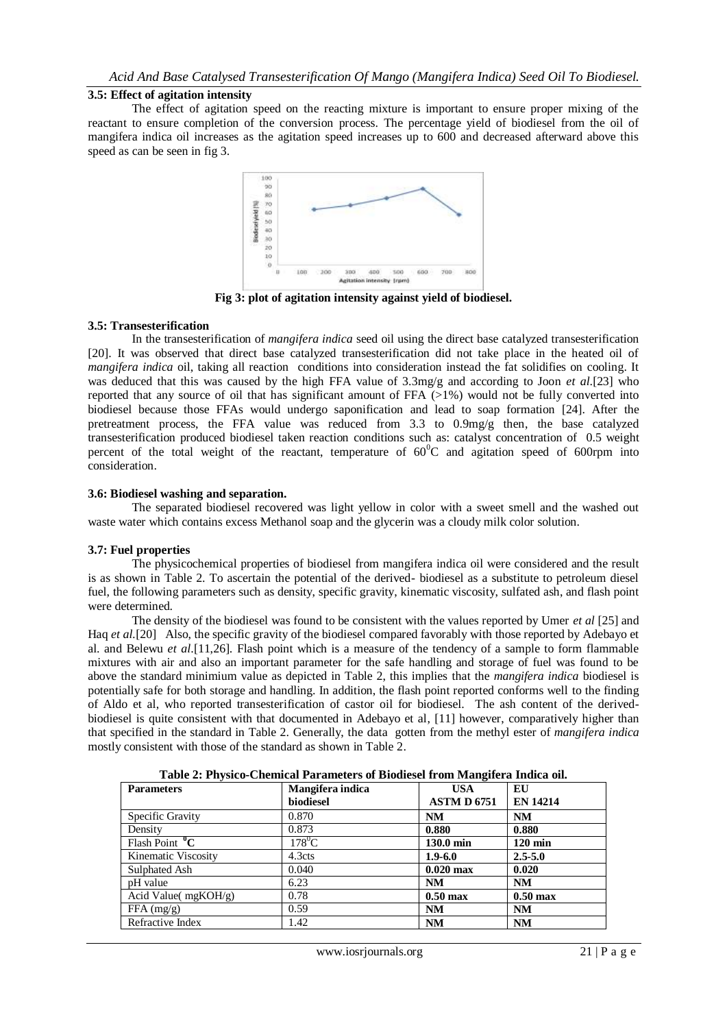### 3.5: Effect of agitation intensity

The effect of agitation speed on the reacting mixture is important to ensure proper mixing of the reactant to ensure completion of the conversion process. The percentage yield of biodiesel from the oil of mangifera indica oil increases as the agitation speed increases up to 600 and decreased afterward above this speed as can be seen in fig 3.

**Fig 3: plot of agitation intensity against yield of biodiesel.**

### 3.5: Transesterification

In the transesterification of *mangifera indica* seed oil using the direct base catalyzed transesterification [20]. It was observed that direct base catalyzed transesterification did not take place in the heated oil of *mangifera indica* oil, taking all reaction conditions into consideration instead the fat solidifies on cooling. It was deduced that this was caused by the high FFA value of 3.3mg/g and according to Joon *et al*.[23] who reported that any source of oil that has significant amount of FFA (>1%) would not be fully converted into biodiesel because those FFAs would undergo saponification and lead to soap formation [24]. After the pretreatment process, the FFA value was reduced from 3.3 to 0.9mg/g then, the base catalyzed transesterification produced biodiesel taken reaction conditions such as: catalyst concentration of 0.5 weight percent of the total weight of the reactant, temperature of $60^0$C and agitation speed of 600rpm into consideration.

### 3.6: Biodiesel washing and separation.

The separated biodiesel recovered was light yellow in color with a sweet smell and the washed out waste water which contains excess Methanol soap and the glycerin was a cloudy milk color solution.

### 3.7: Fuel properties

The physicochemical properties of biodiesel from mangifera indica oil were considered and the result is as shown in Table 2. To ascertain the potential of the derived- biodiesel as a substitute to petroleum diesel fuel, the following parameters such as density, specific gravity, kinematic viscosity, sulfated ash, and flash point were determined.

The density of the biodiesel was found to be consistent with the values reported by Umer *et al* [25] and Haq *et al*.[20] Also, the specific gravity of the biodiesel compared favorably with those reported by Adebayo et al. and Belewu *et al*.[11,26]. Flash point which is a measure of the tendency of a sample to form flammable mixtures with air and also an important parameter for the safe handling and storage of fuel was found to be above the standard minimium value as depicted in Table 2, this implies that the *mangifera indica* biodiesel is potentially safe for both storage and handling. In addition, the flash point reported conforms well to the finding of Aldo et al, who reported transesterification of castor oil for biodiesel. The ash content of the derived-biodiesel is quite consistent with that documented in Adebayo et al, [11] however, comparatively higher than that specified in the standard in Table 2. Generally, the data gotten from the methyl ester of *mangifera indica* mostly consistent with those of the standard as shown in Table 2.

**Table 2: Physico-Chemical Parameters of Biodiesel from Mangifera Indica oil.**

| Parameters | Mangifera indica biodiesel | USA ASTM D 6751 | EU EN 14214 |
|---|---|---|---|
| Specific Gravity | 0.870 | **NM** | **NM** |
| Density | 0.873 | **0.880** | **0.880** |
| Flash Point $^0$C | $178^0$C | **130.0 min** | **120 min** |
| Kinematic Viscosity | 4.3cts | **1.9-6.0** | **2.5-5.0** |
| Sulphated Ash | 0.040 | **0.020 max** | **0.020** |
| pH value | 6.23 | **NM** | **NM** |
| Acid Value( mgKOH/g) | 0.78 | **0.50 max** | **0.50 max** |
| FFA (mg/g) | 0.59 | **NM** | **NM** |
| Refractive Index | 1.42 | **NM** | **NM** |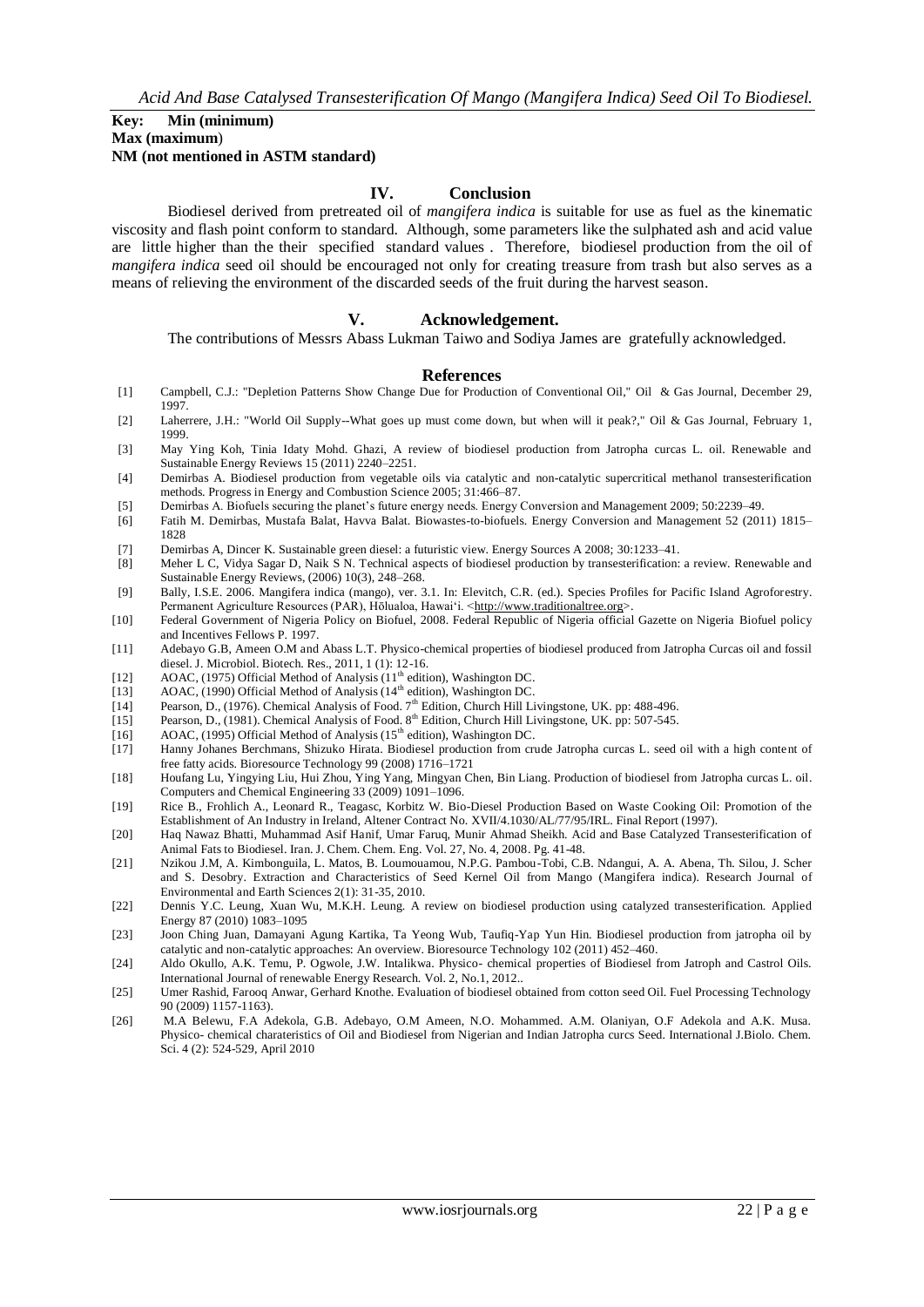**Key: Min (minimum)**
**Max (maximum)**
**NM (not mentioned in ASTM standard)**

## IV. Conclusion

Biodiesel derived from pretreated oil of *mangifera indica* is suitable for use as fuel as the kinematic viscosity and flash point conform to standard. Although, some parameters like the sulphated ash and acid value are little higher than the their specified standard values . Therefore, biodiesel production from the oil of *mangifera indica* seed oil should be encouraged not only for creating treasure from trash but also serves as a means of relieving the environment of the discarded seeds of the fruit during the harvest season.

## V. Acknowledgement.

The contributions of Messrs Abass Lukman Taiwo and Sodiya James are gratefully acknowledged.

## References

[1] Campbell, C.J.: "Depletion Patterns Show Change Due for Production of Conventional Oil," Oil & Gas Journal, December 29, 1997.

[2] Laherrere, J.H.: "World Oil Supply--What goes up must come down, but when will it peak?," Oil & Gas Journal, February 1, 1999.

[3] May Ying Koh, Tinia Idaty Mohd. Ghazi, A review of biodiesel production from Jatropha curcas L. oil. Renewable and Sustainable Energy Reviews 15 (2011) 2240–2251.

[4] Demirbas A. Biodiesel production from vegetable oils via catalytic and non-catalytic supercritical methanol transesterification methods. Progress in Energy and Combustion Science 2005; 31:466–87.

[5] Demirbas A. Biofuels securing the planet's future energy needs. Energy Conversion and Management 2009; 50:2239–49.

[6] Fatih M. Demirbas, Mustafa Balat, Havva Balat. Biowastes-to-biofuels. Energy Conversion and Management 52 (2011) 1815–1828

[7] Demirbas A, Dincer K. Sustainable green diesel: a futuristic view. Energy Sources A 2008; 30:1233–41.

[8] Meher L C, Vidya Sagar D, Naik S N. Technical aspects of biodiesel production by transesterification: a review. Renewable and Sustainable Energy Reviews, (2006) 10(3), 248–268.

[9] Bally, I.S.E. 2006. Mangifera indica (mango), ver. 3.1. In: Elevitch, C.R. (ed.). Species Profiles for Pacific Island Agroforestry. Permanent Agriculture Resources (PAR), Hōlualoa, Hawai'i. <http://www.traditionaltree.org>.

[10] Federal Government of Nigeria Policy on Biofuel, 2008. Federal Republic of Nigeria official Gazette on Nigeria Biofuel policy and Incentives Fellows P. 1997.

[11] Adebayo G.B, Ameen O.M and Abass L.T. Physico-chemical properties of biodiesel produced from Jatropha Curcas oil and fossil diesel. J. Microbiol. Biotech. Res., 2011, 1 (1): 12-16.

[12] AOAC, (1975) Official Method of Analysis (11th edition), Washington DC.

[13] AOAC, (1990) Official Method of Analysis (14th edition), Washington DC.

[14] Pearson, D., (1976). Chemical Analysis of Food. 7th Edition, Church Hill Livingstone, UK. pp: 488-496.

[15] Pearson, D., (1981). Chemical Analysis of Food. 8th Edition, Church Hill Livingstone, UK. pp: 507-545.

[16] AOAC, (1995) Official Method of Analysis (15th edition), Washington DC.

[17] Hanny Johanes Berchmans, Shizuko Hirata. Biodiesel production from crude Jatropha curcas L. seed oil with a high content of free fatty acids. Bioresource Technology 99 (2008) 1716–1721

[18] Houfang Lu, Yingying Liu, Hui Zhou, Ying Yang, Mingyan Chen, Bin Liang. Production of biodiesel from Jatropha curcas L. oil. Computers and Chemical Engineering 33 (2009) 1091–1096.

[19] Rice B., Frohlich A., Leonard R., Teagasc, Korbitz W. Bio-Diesel Production Based on Waste Cooking Oil: Promotion of the Establishment of An Industry in Ireland, Altener Contract No. XVII/4.1030/AL/77/95/IRL. Final Report (1997).

[20] Haq Nawaz Bhatti, Muhammad Asif Hanif, Umar Faruq, Munir Ahmad Sheikh. Acid and Base Catalyzed Transesterification of Animal Fats to Biodiesel. Iran. J. Chem. Chem. Eng. Vol. 27, No. 4, 2008. Pg. 41-48.

[21] Nzikou J.M, A. Kimbonguila, L. Matos, B. Loumouamou, N.P.G. Pambou-Tobi, C.B. Ndangui, A. A. Abena, Th. Silou, J. Scher and S. Desobry. Extraction and Characteristics of Seed Kernel Oil from Mango (Mangifera indica). Research Journal of Environmental and Earth Sciences 2(1): 31-35, 2010.

[22] Dennis Y.C. Leung, Xuan Wu, M.K.H. Leung. A review on biodiesel production using catalyzed transesterification. Applied Energy 87 (2010) 1083–1095

[23] Joon Ching Juan, Damayani Agung Kartika, Ta Yeong Wub, Taufiq-Yap Yun Hin. Biodiesel production from jatropha oil by catalytic and non-catalytic approaches: An overview. Bioresource Technology 102 (2011) 452–460.

[24] Aldo Okullo, A.K. Temu, P. Ogwole, J.W. Intalikwa. Physico- chemical properties of Biodiesel from Jatroph and Castrol Oils. International Journal of renewable Energy Research. Vol. 2, No.1, 2012..

[25] Umer Rashid, Farooq Anwar, Gerhard Knothe. Evaluation of biodiesel obtained from cotton seed Oil. Fuel Processing Technology 90 (2009) 1157-1163).

[26] M.A Belewu, F.A Adekola, G.B. Adebayo, O.M Ameen, N.O. Mohammed. A.M. Olaniyan, O.F Adekola and A.K. Musa. Physico- chemical charateristics of Oil and Biodiesel from Nigerian and Indian Jatropha curcs Seed. International J.Biolo. Chem. Sci. 4 (2): 524-529, April 2010